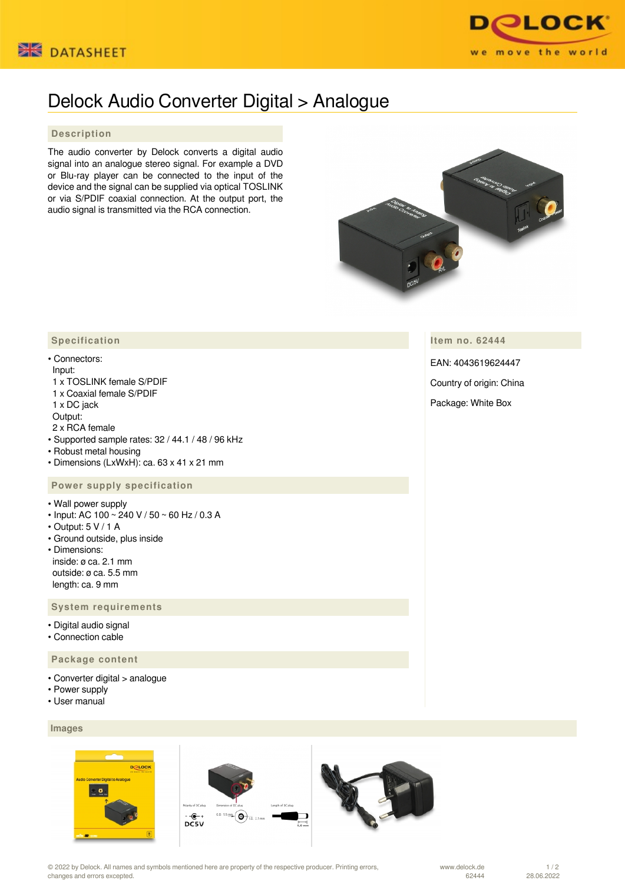DATASHEET

# Delock Audio Converter Digital > Analogue

## Description

The audio converter by Delock converts a digital audio signal into an analogue stereo signal. For example a DVD or Blu-ray player can be connected to the input of the device and the signal can be supplied via optical TOSLINK or via S/PDIF coaxial connection. At the output port, the audio signal is transmitted via the RCA connection.

## Specification

- Connectors:
  Input:
  1 x TOSLINK female S/PDIF
  1 x Coaxial female S/PDIF
  1 x DC jack
  Output:
  2 x RCA female
- Supported sample rates: 32 / 44.1 / 48 / 96 kHz
- Robust metal housing
- Dimensions (LxWxH): ca. 63 x 41 x 21 mm

## Power supply specification

- Wall power supply
- Input: AC 100 ~ 240 V / 50 ~ 60 Hz / 0.3 A
- Output: 5 V / 1 A
- Ground outside, plus inside
- Dimensions:
  inside: ø ca. 2.1 mm
  outside: ø ca. 5.5 mm
  length: ca. 9 mm

## System requirements

- Digital audio signal
- Connection cable

## Package content

- Converter digital > analogue
- Power supply
- User manual

## Item no. 62444

EAN: 4043619624447

Country of origin: China

Package: White Box

## Images

© 2022 by Delock. All names and symbols mentioned here are property of the respective producer. Printing errors, changes and errors excepted.

www.delock.de
62444
28.06.2022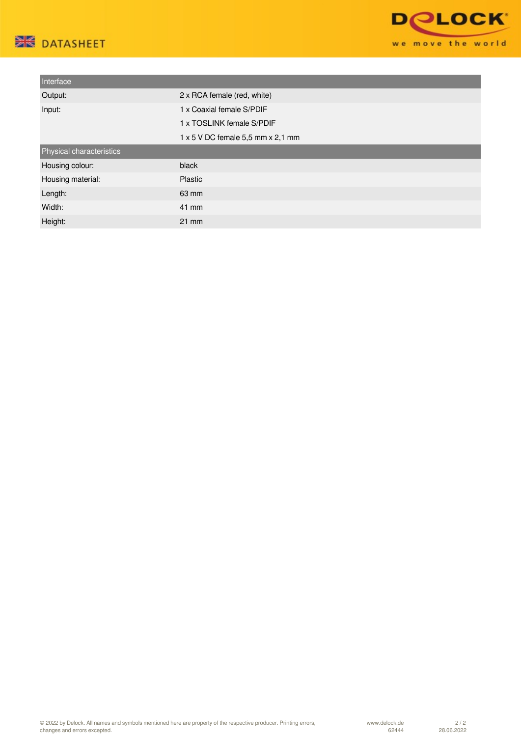| Interface | |
|---|---|
| Output: | 2 x RCA female (red, white) |
| Input: | 1 x Coaxial female S/PDIF |
| | 1 x TOSLINK female S/PDIF |
| | 1 x 5 V DC female 5,5 mm x 2,1 mm |

| Physical characteristics | |
|---|---|
| Housing colour: | black |
| Housing material: | Plastic |
| Length: | 63 mm |
| Width: | 41 mm |
| Height: | 21 mm |